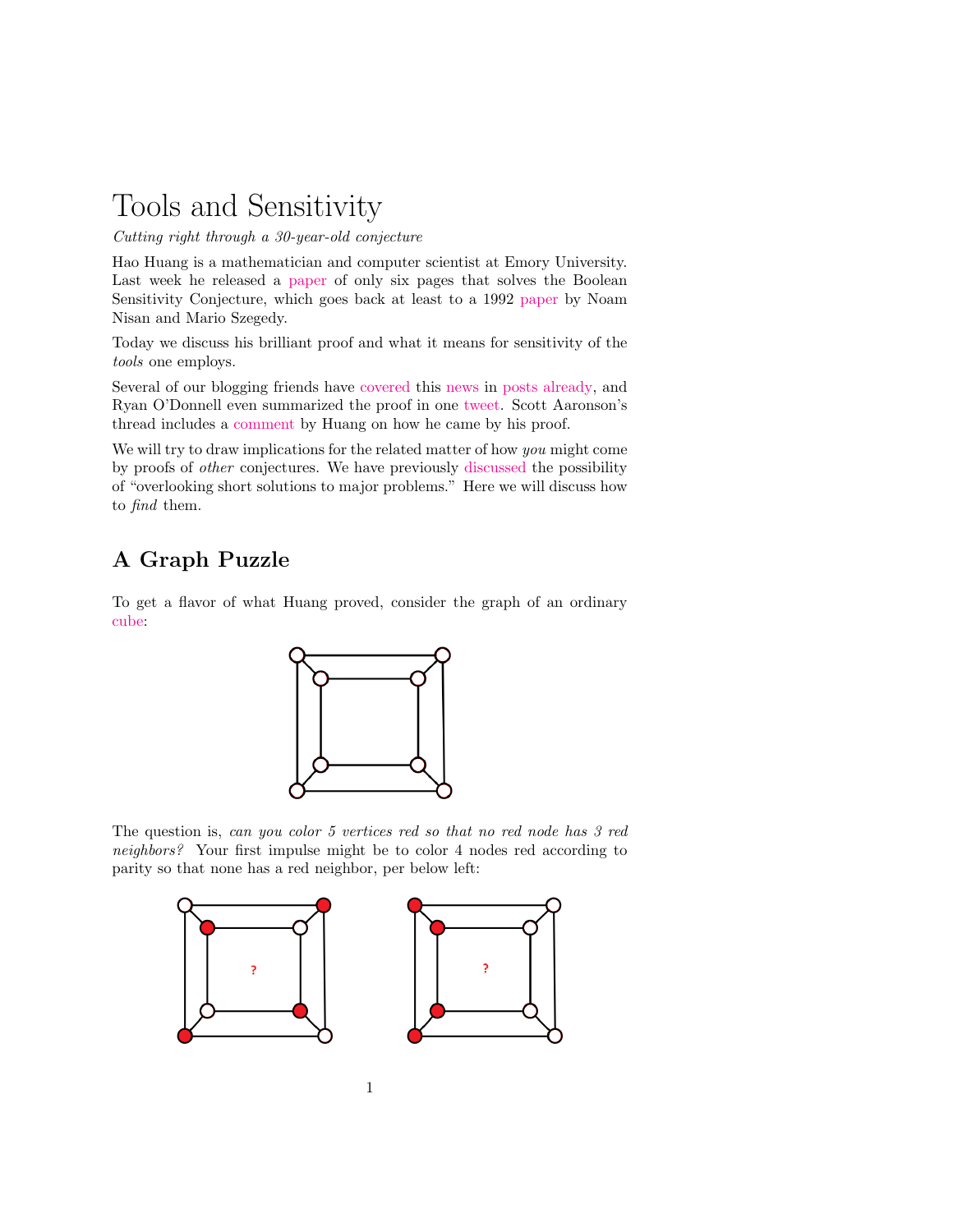# Tools and Sensitivity

*Cutting right through a 30-year-old conjecture*

Hao Huang is a mathematician and computer scientist at Emory University. Last week he released a paper of only six pages that solves the Boolean Sensitivity Conjecture, which goes back at least to a 1992 paper by Noam Nisan and Mario Szegedy.

Today we discuss his brilliant proof and what it means for sensitivity of the *tools* one employs.

Several of our blogging friends have covered this news in posts already, and Ryan O'Donnell even summarized the proof in one tweet. Scott Aaronson's thread includes a comment by Huang on how he came by his proof.

We will try to draw implications for the related matter of how *you* might come by proofs of *other* conjectures. We have previously discussed the possibility of "overlooking short solutions to major problems." Here we will discuss how to *find* them.

## A Graph Puzzle

To get a flavor of what Huang proved, consider the graph of an ordinary cube:

The question is, *can you color 5 vertices red so that no red node has 3 red neighbors?* Your first impulse might be to color 4 nodes red according to parity so that none has a red neighbor, per below left: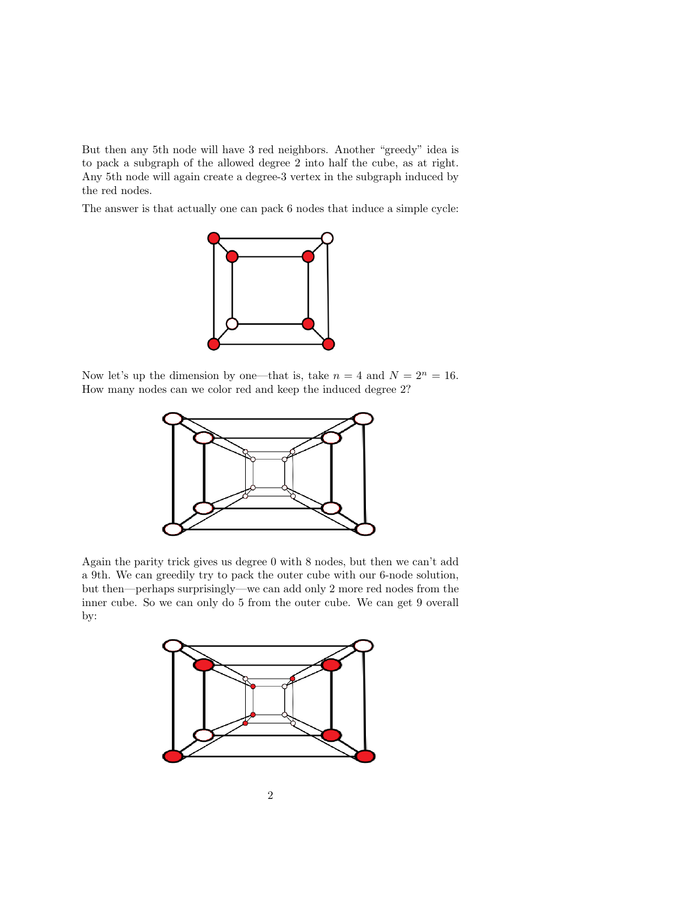But then any 5th node will have 3 red neighbors. Another "greedy" idea is to pack a subgraph of the allowed degree 2 into half the cube, as at right. Any 5th node will again create a degree-3 vertex in the subgraph induced by the red nodes.

The answer is that actually one can pack 6 nodes that induce a simple cycle:

Now let's up the dimension by one—that is, take $n = 4$ and $N = 2^n = 16$. How many nodes can we color red and keep the induced degree 2?

Again the parity trick gives us degree 0 with 8 nodes, but then we can't add a 9th. We can greedily try to pack the outer cube with our 6-node solution, but then—perhaps surprisingly—we can add only 2 more red nodes from the inner cube. So we can only do 5 from the outer cube. We can get 9 overall by: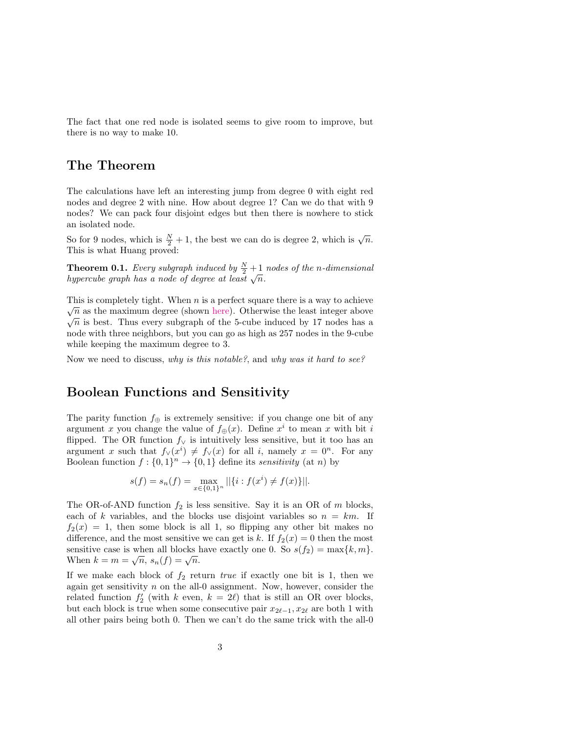The fact that one red node is isolated seems to give room to improve, but there is no way to make 10.

## The Theorem

The calculations have left an interesting jump from degree 0 with eight red nodes and degree 2 with nine. How about degree 1? Can we do that with 9 nodes? We can pack four disjoint edges but then there is nowhere to stick an isolated node.

So for 9 nodes, which is $\frac{N}{2}+1$, the best we can do is degree 2, which is $\sqrt{n}$. This is what Huang proved:

**Theorem 0.1.** *Every subgraph induced by $\frac{N}{2}+1$ nodes of the n-dimensional hypercube graph has a node of degree at least $\sqrt{n}$.*

This is completely tight. When $n$ is a perfect square there is a way to achieve $\sqrt{n}$ as the maximum degree (shown here). Otherwise the least integer above $\sqrt{n}$ is best. Thus every subgraph of the 5-cube induced by 17 nodes has a node with three neighbors, but you can go as high as 257 nodes in the 9-cube while keeping the maximum degree to 3.

Now we need to discuss, *why is this notable?*, and *why was it hard to see?*

## Boolean Functions and Sensitivity

The parity function $f_{\oplus}$ is extremely sensitive: if you change one bit of any argument $x$ you change the value of $f_{\oplus}(x)$. Define $x^i$ to mean $x$ with bit $i$ flipped. The OR function $f_{\vee}$ is intuitively less sensitive, but it too has an argument $x$ such that $f_{\vee}(x^i) \neq f_{\vee}(x)$ for all $i$, namely $x = 0^n$. For any Boolean function $f : \{0,1\}^n \to \{0,1\}$ define its *sensitivity* (at $n$) by

$$s(f) = s_n(f) = \max_{x \in \{0,1\}^n} ||\{i : f(x^i) \neq f(x)\}||.$$

The OR-of-AND function $f_2$ is less sensitive. Say it is an OR of $m$ blocks, each of $k$ variables, and the blocks use disjoint variables so $n = km$. If $f_2(x) = 1$, then some block is all 1, so flipping any other bit makes no difference, and the most sensitive we can get is $k$. If $f_2(x) = 0$ then the most sensitive case is when all blocks have exactly one 0. So $s(f_2) = \max\{k, m\}$. When $k = m = \sqrt{n}$, $s_n(f) = \sqrt{n}$.

If we make each block of $f_2$ return *true* if exactly one bit is 1, then we again get sensitivity $n$ on the all-0 assignment. Now, however, consider the related function $f_2'$ (with $k$ even, $k = 2\ell$) that is still an OR over blocks, but each block is true when some consecutive pair $x_{2\ell-1}, x_{2\ell}$ are both 1 with all other pairs being both 0. Then we can't do the same trick with the all-0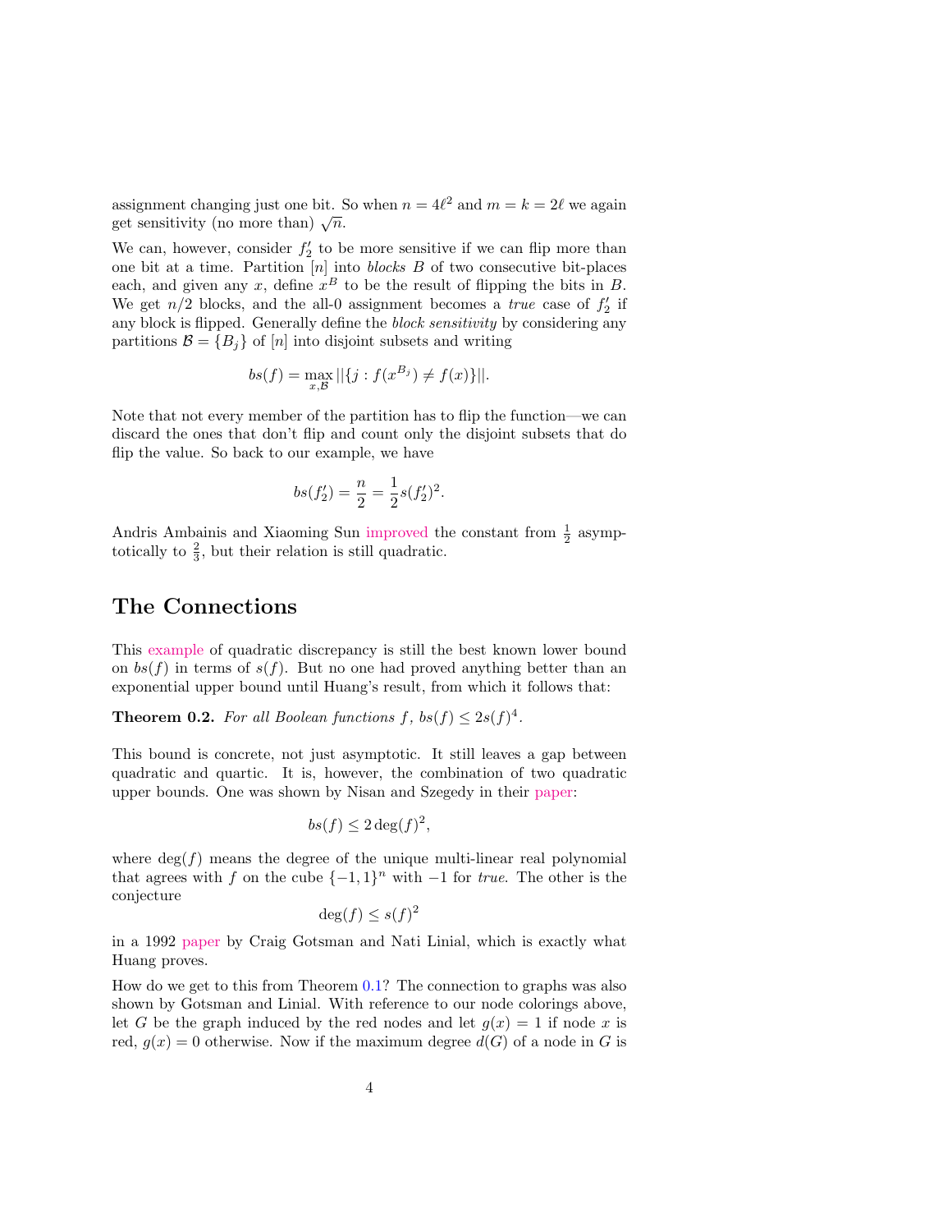assignment changing just one bit. So when $n = 4\ell^2$ and $m = k = 2\ell$ we again get sensitivity (no more than) $\sqrt{n}$.

We can, however, consider $f_2'$ to be more sensitive if we can flip more than one bit at a time. Partition $[n]$ into *blocks* $B$ of two consecutive bit-places each, and given any $x$, define $x^B$ to be the result of flipping the bits in $B$. We get $n/2$ blocks, and the all-0 assignment becomes a *true* case of $f_2'$ if any block is flipped. Generally define the *block sensitivity* by considering any partitions $\mathcal{B} = \{B_j\}$ of $[n]$ into disjoint subsets and writing

$$bs(f) = \max_{x,\mathcal{B}} ||\{j : f(x^{B_j}) \neq f(x)\}||.$$

Note that not every member of the partition has to flip the function—we can discard the ones that don't flip and count only the disjoint subsets that do flip the value. So back to our example, we have

$$bs(f_2') = \frac{n}{2} = \frac{1}{2}s(f_2')^2.$$

Andris Ambainis and Xiaoming Sun improved the constant from $\frac{1}{2}$ asymptotically to $\frac{2}{3}$, but their relation is still quadratic.

## The Connections

This example of quadratic discrepancy is still the best known lower bound on $bs(f)$ in terms of $s(f)$. But no one had proved anything better than an exponential upper bound until Huang's result, from which it follows that:

**Theorem 0.2.** *For all Boolean functions $f$, $bs(f) \leq 2s(f)^4$.*

This bound is concrete, not just asymptotic. It still leaves a gap between quadratic and quartic. It is, however, the combination of two quadratic upper bounds. One was shown by Nisan and Szegedy in their paper:

$$bs(f) \leq 2\deg(f)^2,$$

where $\deg(f)$ means the degree of the unique multi-linear real polynomial that agrees with $f$ on the cube $\{-1, 1\}^n$ with $-1$ for *true*. The other is the conjecture

$$\deg(f) \leq s(f)^2$$

in a 1992 paper by Craig Gotsman and Nati Linial, which is exactly what Huang proves.

How do we get to this from Theorem 0.1? The connection to graphs was also shown by Gotsman and Linial. With reference to our node colorings above, let $G$ be the graph induced by the red nodes and let $g(x) = 1$ if node $x$ is red, $g(x) = 0$ otherwise. Now if the maximum degree $d(G)$ of a node in $G$ is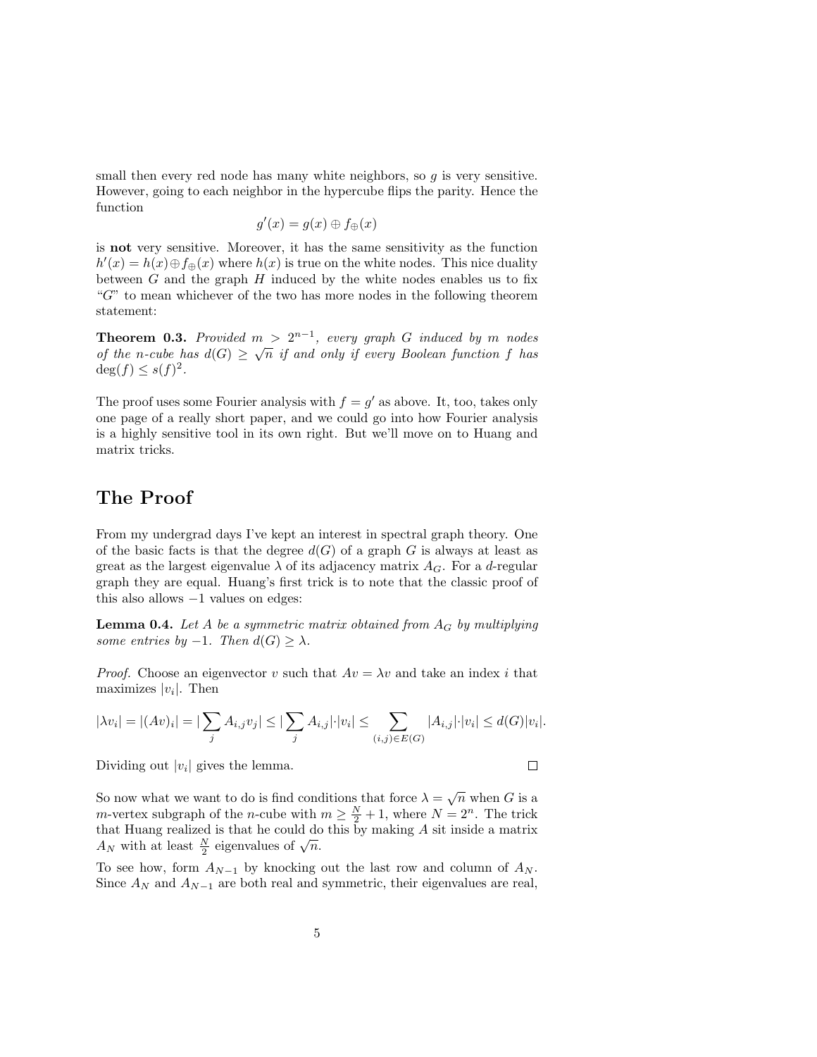small then every red node has many white neighbors, so $g$ is very sensitive. However, going to each neighbor in the hypercube flips the parity. Hence the function

$$g'(x) = g(x) \oplus f_{\oplus}(x)$$

is **not** very sensitive. Moreover, it has the same sensitivity as the function $h'(x) = h(x) \oplus f_{\oplus}(x)$ where $h(x)$ is true on the white nodes. This nice duality between $G$ and the graph $H$ induced by the white nodes enables us to fix "$G$" to mean whichever of the two has more nodes in the following theorem statement:

**Theorem 0.3.** *Provided $m > 2^{n-1}$, every graph $G$ induced by $m$ nodes of the $n$-cube has $d(G) \geq \sqrt{n}$ if and only if every Boolean function $f$ has $\deg(f) \leq s(f)^2$.*

The proof uses some Fourier analysis with $f = g'$ as above. It, too, takes only one page of a really short paper, and we could go into how Fourier analysis is a highly sensitive tool in its own right. But we'll move on to Huang and matrix tricks.

## The Proof

From my undergrad days I've kept an interest in spectral graph theory. One of the basic facts is that the degree $d(G)$ of a graph $G$ is always at least as great as the largest eigenvalue $\lambda$ of its adjacency matrix $A_G$. For a $d$-regular graph they are equal. Huang's first trick is to note that the classic proof of this also allows $-1$ values on edges:

**Lemma 0.4.** *Let $A$ be a symmetric matrix obtained from $A_G$ by multiplying some entries by $-1$. Then $d(G) \geq \lambda$.*

*Proof.* Choose an eigenvector $v$ such that $Av = \lambda v$ and take an index $i$ that maximizes $|v_i|$. Then

$$|\lambda v_i| = |(Av)_i| = |\sum_j A_{i,j} v_j| \leq |\sum_j A_{i,j}| \cdot |v_i| \leq \sum_{(i,j) \in E(G)} |A_{i,j}| \cdot |v_i| \leq d(G)|v_i|.$$

Dividing out $|v_i|$ gives the lemma. □

So now what we want to do is find conditions that force $\lambda = \sqrt{n}$ when $G$ is a $m$-vertex subgraph of the $n$-cube with $m \geq \frac{N}{2} + 1$, where $N = 2^n$. The trick that Huang realized is that he could do this by making $A$ sit inside a matrix $A_N$ with at least $\frac{N}{2}$ eigenvalues of $\sqrt{n}$.

To see how, form $A_{N-1}$ by knocking out the last row and column of $A_N$. Since $A_N$ and $A_{N-1}$ are both real and symmetric, their eigenvalues are real,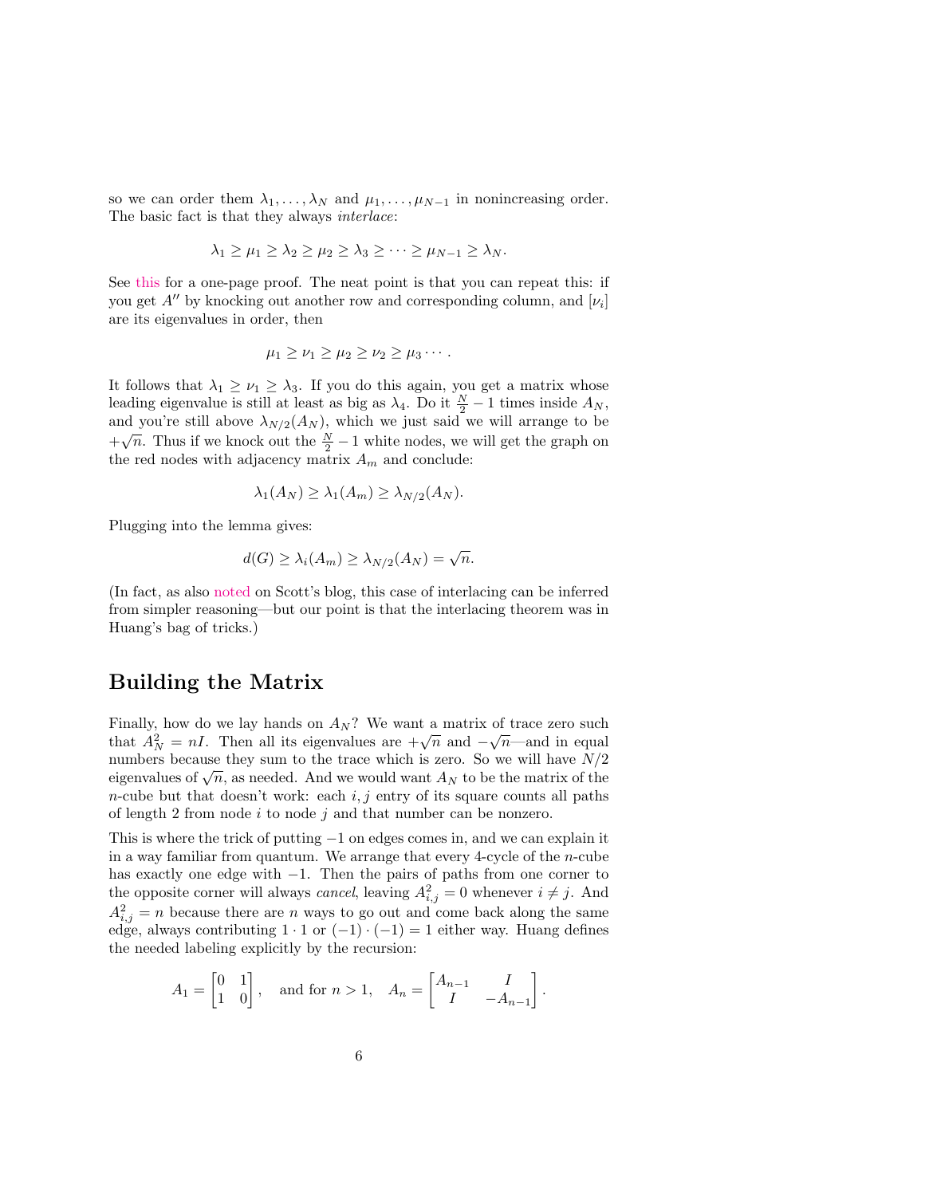so we can order them $\lambda_1, \dots, \lambda_N$ and $\mu_1, \dots, \mu_{N-1}$ in nonincreasing order. The basic fact is that they always *interlace*:

$$\lambda_1 \geq \mu_1 \geq \lambda_2 \geq \mu_2 \geq \lambda_3 \geq \cdots \geq \mu_{N-1} \geq \lambda_N.$$

See this for a one-page proof. The neat point is that you can repeat this: if you get $A''$ by knocking out another row and corresponding column, and $[\nu_i]$ are its eigenvalues in order, then

$$\mu_1 \geq \nu_1 \geq \mu_2 \geq \nu_2 \geq \mu_3 \cdots.$$

It follows that $\lambda_1 \geq \nu_1 \geq \lambda_3$. If you do this again, you get a matrix whose leading eigenvalue is still at least as big as $\lambda_4$. Do it $\frac{N}{2} - 1$ times inside $A_N$, and you're still above $\lambda_{N/2}(A_N)$, which we just said we will arrange to be $+\sqrt{n}$. Thus if we knock out the $\frac{N}{2} - 1$ white nodes, we will get the graph on the red nodes with adjacency matrix $A_m$ and conclude:

$$\lambda_1(A_N) \geq \lambda_1(A_m) \geq \lambda_{N/2}(A_N).$$

Plugging into the lemma gives:

$$d(G) \geq \lambda_i(A_m) \geq \lambda_{N/2}(A_N) = \sqrt{n}.$$

(In fact, as also noted on Scott's blog, this case of interlacing can be inferred from simpler reasoning—but our point is that the interlacing theorem was in Huang's bag of tricks.)

## Building the Matrix

Finally, how do we lay hands on $A_N$? We want a matrix of trace zero such that $A_N^2 = nI$. Then all its eigenvalues are $+\sqrt{n}$ and $-\sqrt{n}$—and in equal numbers because they sum to the trace which is zero. So we will have $N/2$ eigenvalues of $\sqrt{n}$, as needed. And we would want $A_N$ to be the matrix of the $n$-cube but that doesn't work: each $i, j$ entry of its square counts all paths of length 2 from node $i$ to node $j$ and that number can be nonzero.

This is where the trick of putting $-1$ on edges comes in, and we can explain it in a way familiar from quantum. We arrange that every 4-cycle of the $n$-cube has exactly one edge with $-1$. Then the pairs of paths from one corner to the opposite corner will always *cancel*, leaving $A_{i,j}^2 = 0$ whenever $i \neq j$. And $A_{i,j}^2 = n$ because there are $n$ ways to go out and come back along the same edge, always contributing $1 \cdot 1$ or $(-1) \cdot (-1) = 1$ either way. Huang defines the needed labeling explicitly by the recursion:

$$A_1 = \begin{bmatrix} 0 & 1 \\ 1 & 0 \end{bmatrix}, \quad \text{and for } n > 1, \quad A_n = \begin{bmatrix} A_{n-1} & I \\ I & -A_{n-1} \end{bmatrix}.$$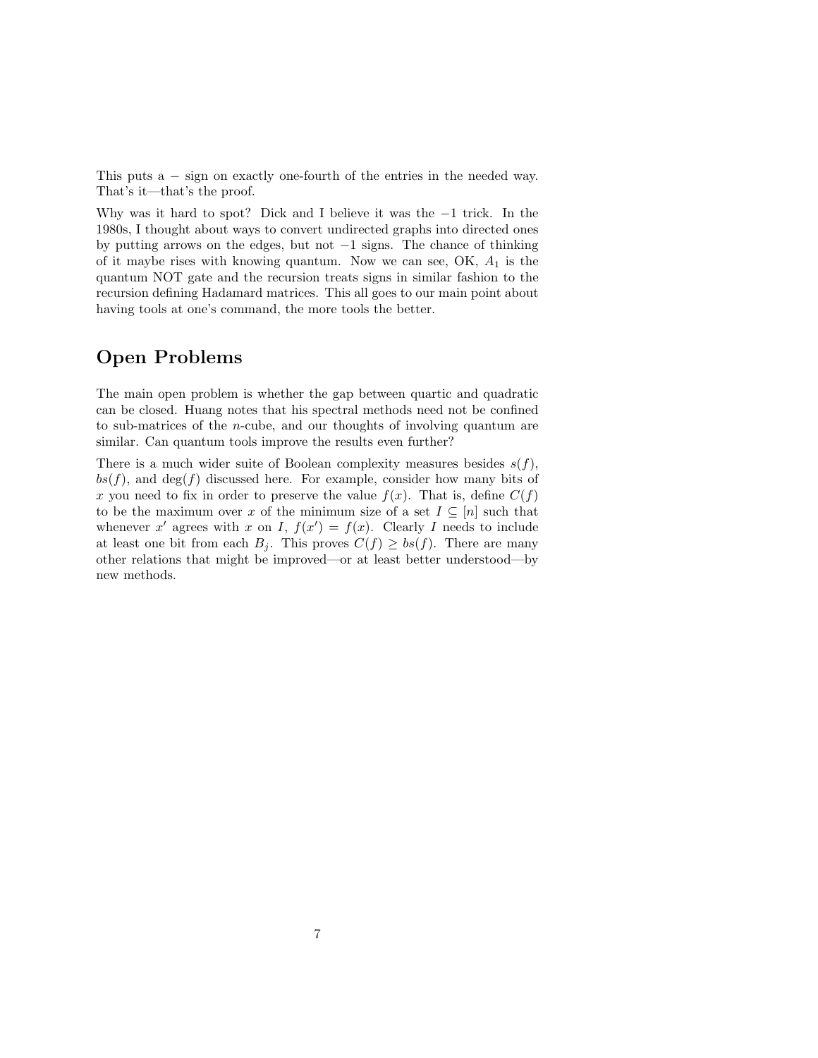This puts a $-$ sign on exactly one-fourth of the entries in the needed way. That's it—that's the proof.

Why was it hard to spot? Dick and I believe it was the $-1$ trick. In the 1980s, I thought about ways to convert undirected graphs into directed ones by putting arrows on the edges, but not $-1$ signs. The chance of thinking of it maybe rises with knowing quantum. Now we can see, OK, $A_1$ is the quantum NOT gate and the recursion treats signs in similar fashion to the recursion defining Hadamard matrices. This all goes to our main point about having tools at one's command, the more tools the better.

## Open Problems

The main open problem is whether the gap between quartic and quadratic can be closed. Huang notes that his spectral methods need not be confined to sub-matrices of the $n$-cube, and our thoughts of involving quantum are similar. Can quantum tools improve the results even further?

There is a much wider suite of Boolean complexity measures besides $s(f)$, $bs(f)$, and $\deg(f)$ discussed here. For example, consider how many bits of $x$ you need to fix in order to preserve the value $f(x)$. That is, define $C(f)$ to be the maximum over $x$ of the minimum size of a set $I \subseteq [n]$ such that whenever $x'$ agrees with $x$ on $I$, $f(x') = f(x)$. Clearly $I$ needs to include at least one bit from each $B_j$. This proves $C(f) \geq bs(f)$. There are many other relations that might be improved—or at least better understood—by new methods.